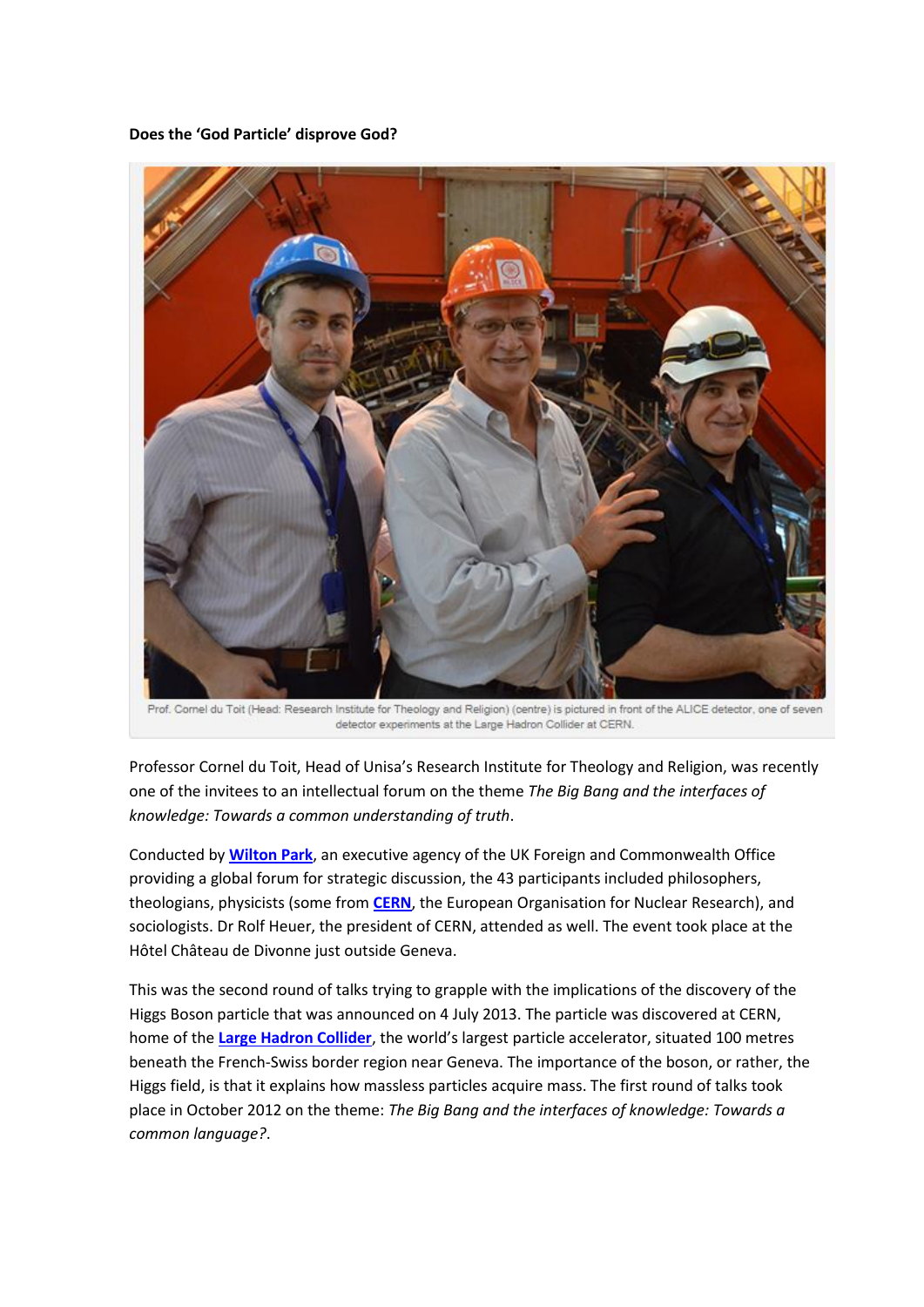**Does the 'God Particle' disprove God?**

Prof. Cornel du Toit (Head: Research Institute for Theology and Religion) (centre) is pictured in front of the ALICE detector, one of seven detector experiments at the Large Hadron Collider at CERN.

Professor Cornel du Toit, Head of Unisa's Research Institute for Theology and Religion, was recently one of the invitees to an intellectual forum on the theme *The Big Bang and the interfaces of knowledge: Towards a common understanding of truth*.

Conducted by **Wilton Park**, an executive agency of the UK Foreign and Commonwealth Office providing a global forum for strategic discussion, the 43 participants included philosophers, theologians, physicists (some from **CERN**, the European Organisation for Nuclear Research), and sociologists. Dr Rolf Heuer, the president of CERN, attended as well. The event took place at the Hôtel Château de Divonne just outside Geneva.

This was the second round of talks trying to grapple with the implications of the discovery of the Higgs Boson particle that was announced on 4 July 2013. The particle was discovered at CERN, home of the **Large Hadron Collider**, the world's largest particle accelerator, situated 100 metres beneath the French-Swiss border region near Geneva. The importance of the boson, or rather, the Higgs field, is that it explains how massless particles acquire mass. The first round of talks took place in October 2012 on the theme: *The Big Bang and the interfaces of knowledge: Towards a common language?*.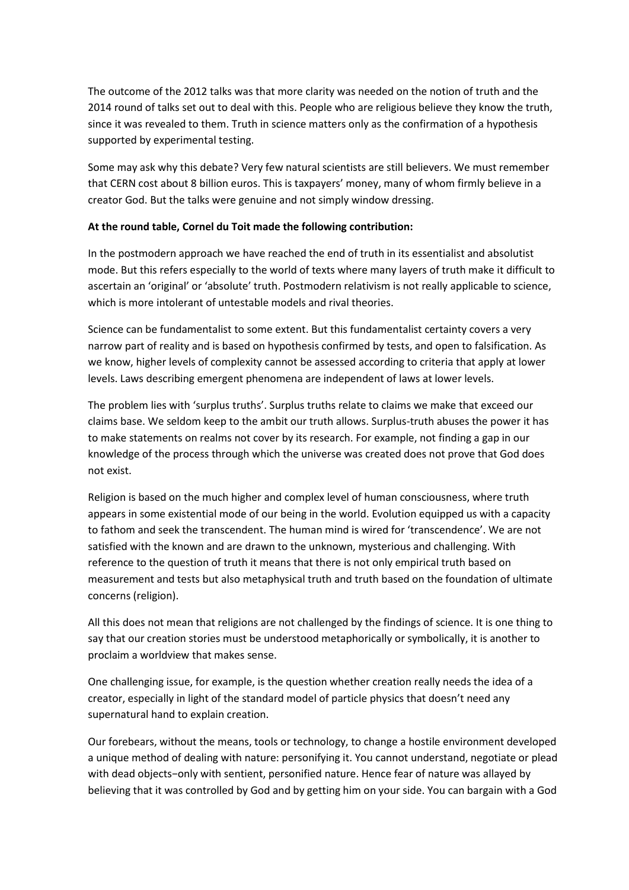The outcome of the 2012 talks was that more clarity was needed on the notion of truth and the 2014 round of talks set out to deal with this. People who are religious believe they know the truth, since it was revealed to them. Truth in science matters only as the confirmation of a hypothesis supported by experimental testing.

Some may ask why this debate? Very few natural scientists are still believers. We must remember that CERN cost about 8 billion euros. This is taxpayers' money, many of whom firmly believe in a creator God. But the talks were genuine and not simply window dressing.

**At the round table, Cornel du Toit made the following contribution:**

In the postmodern approach we have reached the end of truth in its essentialist and absolutist mode. But this refers especially to the world of texts where many layers of truth make it difficult to ascertain an 'original' or 'absolute' truth. Postmodern relativism is not really applicable to science, which is more intolerant of untestable models and rival theories.

Science can be fundamentalist to some extent. But this fundamentalist certainty covers a very narrow part of reality and is based on hypothesis confirmed by tests, and open to falsification. As we know, higher levels of complexity cannot be assessed according to criteria that apply at lower levels. Laws describing emergent phenomena are independent of laws at lower levels.

The problem lies with 'surplus truths'. Surplus truths relate to claims we make that exceed our claims base. We seldom keep to the ambit our truth allows. Surplus-truth abuses the power it has to make statements on realms not cover by its research. For example, not finding a gap in our knowledge of the process through which the universe was created does not prove that God does not exist.

Religion is based on the much higher and complex level of human consciousness, where truth appears in some existential mode of our being in the world. Evolution equipped us with a capacity to fathom and seek the transcendent. The human mind is wired for 'transcendence'. We are not satisfied with the known and are drawn to the unknown, mysterious and challenging. With reference to the question of truth it means that there is not only empirical truth based on measurement and tests but also metaphysical truth and truth based on the foundation of ultimate concerns (religion).

All this does not mean that religions are not challenged by the findings of science. It is one thing to say that our creation stories must be understood metaphorically or symbolically, it is another to proclaim a worldview that makes sense.

One challenging issue, for example, is the question whether creation really needs the idea of a creator, especially in light of the standard model of particle physics that doesn't need any supernatural hand to explain creation.

Our forebears, without the means, tools or technology, to change a hostile environment developed a unique method of dealing with nature: personifying it. You cannot understand, negotiate or plead with dead objects−only with sentient, personified nature. Hence fear of nature was allayed by believing that it was controlled by God and by getting him on your side. You can bargain with a God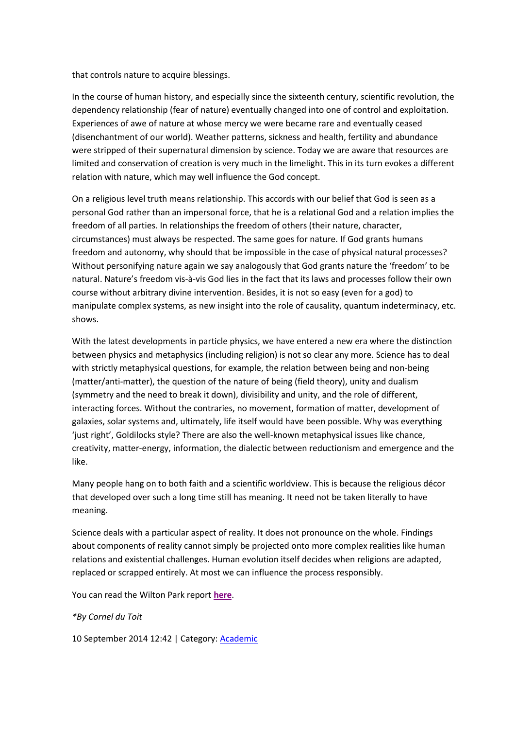that controls nature to acquire blessings.

In the course of human history, and especially since the sixteenth century, scientific revolution, the dependency relationship (fear of nature) eventually changed into one of control and exploitation. Experiences of awe of nature at whose mercy we were became rare and eventually ceased (disenchantment of our world). Weather patterns, sickness and health, fertility and abundance were stripped of their supernatural dimension by science. Today we are aware that resources are limited and conservation of creation is very much in the limelight. This in its turn evokes a different relation with nature, which may well influence the God concept.

On a religious level truth means relationship. This accords with our belief that God is seen as a personal God rather than an impersonal force, that he is a relational God and a relation implies the freedom of all parties. In relationships the freedom of others (their nature, character, circumstances) must always be respected. The same goes for nature. If God grants humans freedom and autonomy, why should that be impossible in the case of physical natural processes? Without personifying nature again we say analogously that God grants nature the 'freedom' to be natural. Nature's freedom vis-à-vis God lies in the fact that its laws and processes follow their own course without arbitrary divine intervention. Besides, it is not so easy (even for a god) to manipulate complex systems, as new insight into the role of causality, quantum indeterminacy, etc. shows.

With the latest developments in particle physics, we have entered a new era where the distinction between physics and metaphysics (including religion) is not so clear any more. Science has to deal with strictly metaphysical questions, for example, the relation between being and non-being (matter/anti-matter), the question of the nature of being (field theory), unity and dualism (symmetry and the need to break it down), divisibility and unity, and the role of different, interacting forces. Without the contraries, no movement, formation of matter, development of galaxies, solar systems and, ultimately, life itself would have been possible. Why was everything 'just right', Goldilocks style? There are also the well-known metaphysical issues like chance, creativity, matter-energy, information, the dialectic between reductionism and emergence and the like.

Many people hang on to both faith and a scientific worldview. This is because the religious décor that developed over such a long time still has meaning. It need not be taken literally to have meaning.

Science deals with a particular aspect of reality. It does not pronounce on the whole. Findings about components of reality cannot simply be projected onto more complex realities like human relations and existential challenges. Human evolution itself decides when religions are adapted, replaced or scrapped entirely. At most we can influence the process responsibly.

You can read the Wilton Park report **here**.

*\*By Cornel du Toit*

10 September 2014 12:42 | Category: Academic